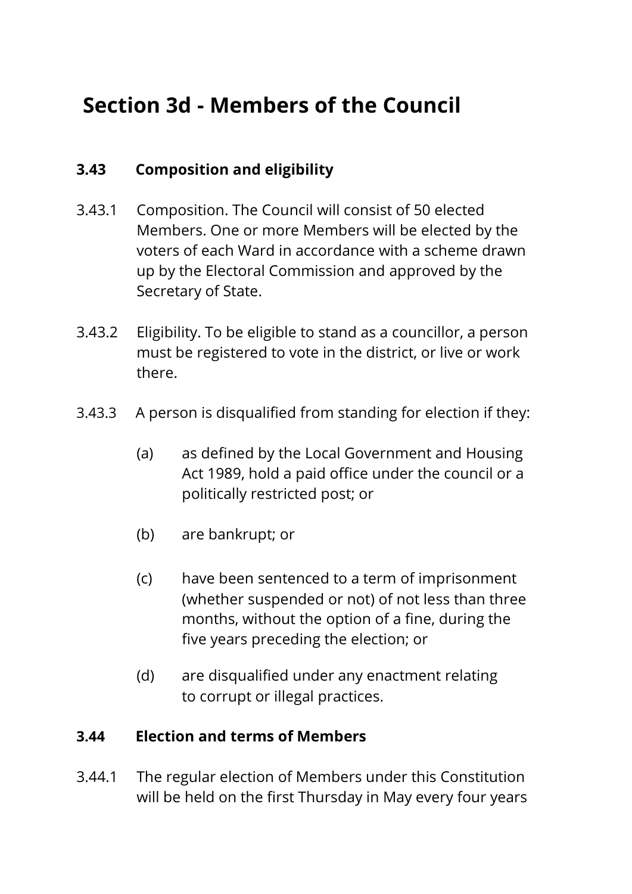# Section 3d - Members of the Council

### 3.43 Composition and eligibility

3.43.1 Composition. The Council will consist of 50 elected Members. One or more Members will be elected by the voters of each Ward in accordance with a scheme drawn up by the Electoral Commission and approved by the Secretary of State.

3.43.2 Eligibility. To be eligible to stand as a councillor, a person must be registered to vote in the district, or live or work there.

3.43.3 A person is disqualified from standing for election if they:

(a) as defined by the Local Government and Housing Act 1989, hold a paid office under the council or a politically restricted post; or

(b) are bankrupt; or

(c) have been sentenced to a term of imprisonment (whether suspended or not) of not less than three months, without the option of a fine, during the five years preceding the election; or

(d) are disqualified under any enactment relating to corrupt or illegal practices.

### 3.44 Election and terms of Members

3.44.1 The regular election of Members under this Constitution will be held on the first Thursday in May every four years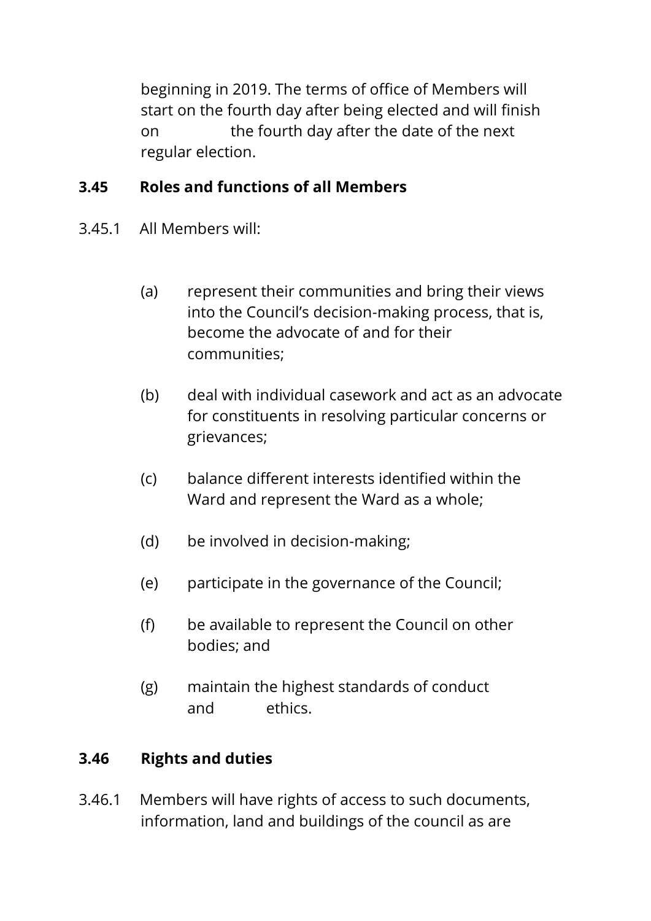beginning in 2019. The terms of office of Members will start on the fourth day after being elected and will finish on the fourth day after the date of the next regular election.

### 3.45 Roles and functions of all Members

3.45.1 All Members will:

(a) represent their communities and bring their views into the Council's decision-making process, that is, become the advocate of and for their communities;

(b) deal with individual casework and act as an advocate for constituents in resolving particular concerns or grievances;

(c) balance different interests identified within the Ward and represent the Ward as a whole;

(d) be involved in decision-making;

(e) participate in the governance of the Council;

(f) be available to represent the Council on other bodies; and

(g) maintain the highest standards of conduct and ethics.

### 3.46 Rights and duties

3.46.1 Members will have rights of access to such documents, information, land and buildings of the council as are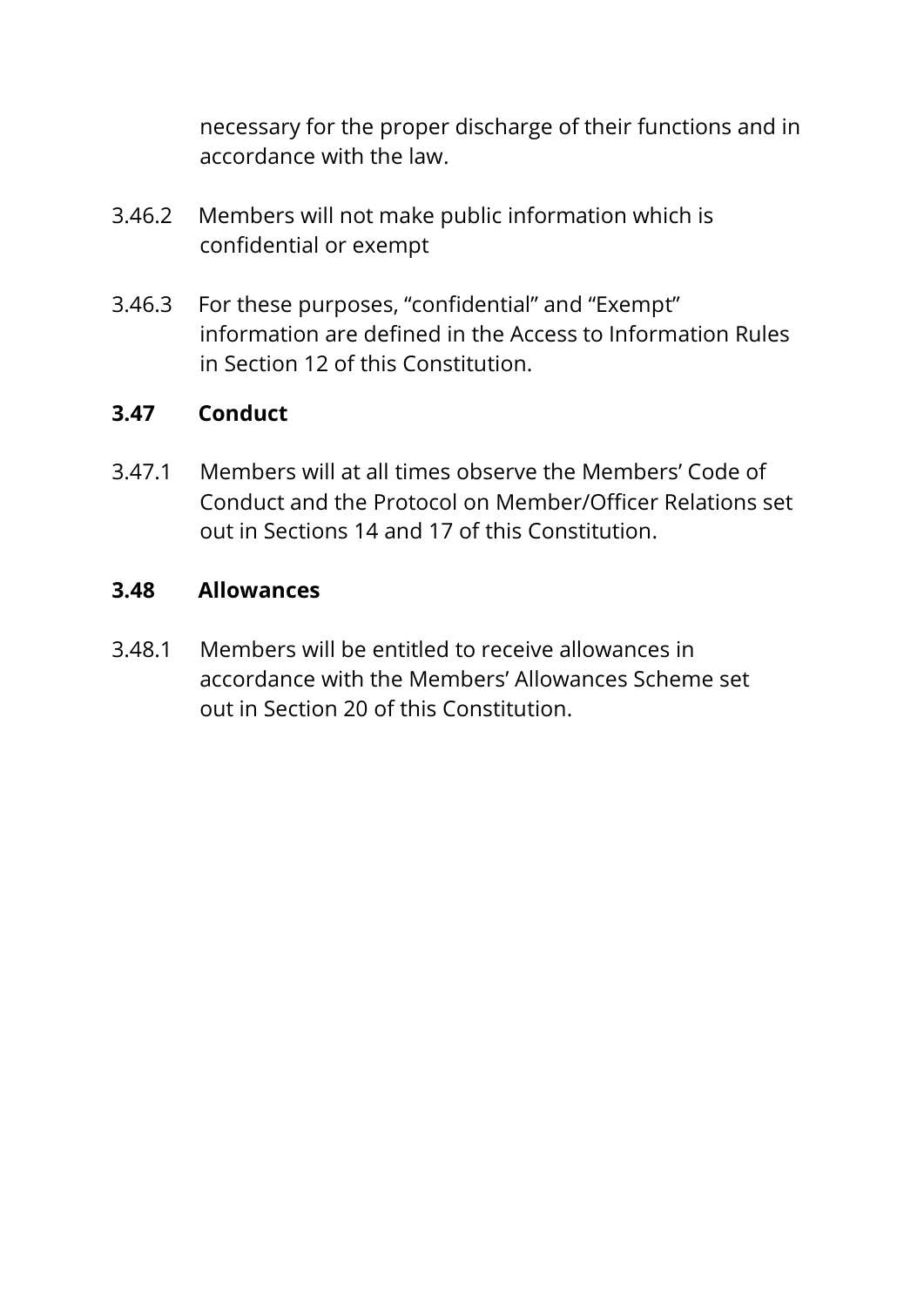necessary for the proper discharge of their functions and in accordance with the law.

3.46.2 Members will not make public information which is confidential or exempt

3.46.3 For these purposes, “confidential” and “Exempt” information are defined in the Access to Information Rules in Section 12 of this Constitution.

### 3.47 Conduct

3.47.1 Members will at all times observe the Members’ Code of Conduct and the Protocol on Member/Officer Relations set out in Sections 14 and 17 of this Constitution.

### 3.48 Allowances

3.48.1 Members will be entitled to receive allowances in accordance with the Members’ Allowances Scheme set out in Section 20 of this Constitution.